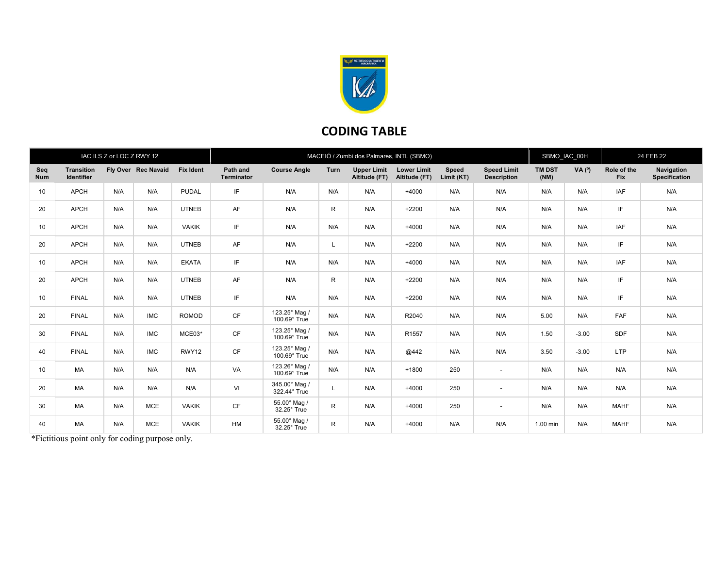# CODING TABLE

| IAC ILS Z or LOC Z RWY 12 | | | | MACEIÓ / Zumbi dos Palmares, INTL (SBMO) | | | | | | | SBMO_IAC_00H | | 24 FEB 22 | |
|---|---|---|---|---|---|---|---|---|---|---|---|---|---|---|
| **Seq Num** | **Transition Identifier** | **Fly Over** | **Rec Navaid** | **Fix Ident** | **Path and Terminator** | **Course Angle** | **Turn** | **Upper Limit Altitude (FT)** | **Lower Limit Altitude (FT)** | **Speed Limit (KT)** | **Speed Limit Description** | **TM DST (NM)** | **VA (º)** | **Role of the Fix** | **Navigation Specification** |
| 10 | APCH | N/A | N/A | PUDAL | IF | N/A | N/A | N/A | +4000 | N/A | N/A | N/A | N/A | IAF | N/A |
| 20 | APCH | N/A | N/A | UTNEB | AF | N/A | R | N/A | +2200 | N/A | N/A | N/A | N/A | IF | N/A |
| 10 | APCH | N/A | N/A | VAKIK | IF | N/A | N/A | N/A | +4000 | N/A | N/A | N/A | N/A | IAF | N/A |
| 20 | APCH | N/A | N/A | UTNEB | AF | N/A | L | N/A | +2200 | N/A | N/A | N/A | N/A | IF | N/A |
| 10 | APCH | N/A | N/A | EKATA | IF | N/A | N/A | N/A | +4000 | N/A | N/A | N/A | N/A | IAF | N/A |
| 20 | APCH | N/A | N/A | UTNEB | AF | N/A | R | N/A | +2200 | N/A | N/A | N/A | N/A | IF | N/A |
| 10 | FINAL | N/A | N/A | UTNEB | IF | N/A | N/A | N/A | +2200 | N/A | N/A | N/A | N/A | IF | N/A |
| 20 | FINAL | N/A | IMC | ROMOD | CF | 123.25° Mag / 100.69° True | N/A | N/A | R2040 | N/A | N/A | 5.00 | N/A | FAF | N/A |
| 30 | FINAL | N/A | IMC | MCE03* | CF | 123.25° Mag / 100.69° True | N/A | N/A | R1557 | N/A | N/A | 1.50 | -3.00 | SDF | N/A |
| 40 | FINAL | N/A | IMC | RWY12 | CF | 123.25° Mag / 100.69° True | N/A | N/A | @442 | N/A | N/A | 3.50 | -3.00 | LTP | N/A |
| 10 | MA | N/A | N/A | N/A | VA | 123.26° Mag / 100.69° True | N/A | N/A | +1800 | 250 | - | N/A | N/A | N/A | N/A |
| 20 | MA | N/A | N/A | N/A | VI | 345.00° Mag / 322.44° True | L | N/A | +4000 | 250 | - | N/A | N/A | N/A | N/A |
| 30 | MA | N/A | MCE | VAKIK | CF | 55.00° Mag / 32.25° True | R | N/A | +4000 | 250 | - | N/A | N/A | MAHF | N/A |
| 40 | MA | N/A | MCE | VAKIK | HM | 55.00° Mag / 32.25° True | R | N/A | +4000 | N/A | N/A | 1.00 min | N/A | MAHF | N/A |

*Fictitious point only for coding purpose only.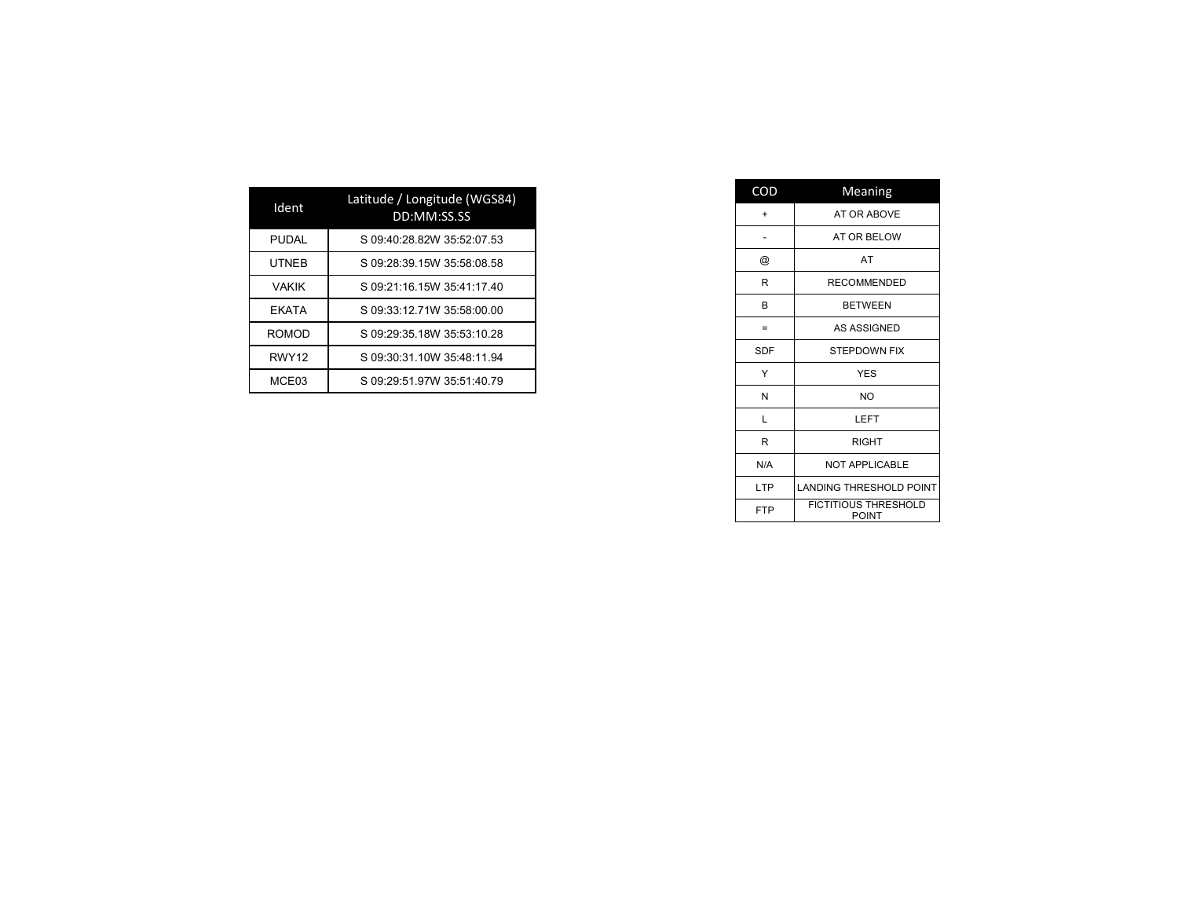| Ident | Latitude / Longitude (WGS84) DD:MM:SS.SS |
|---|---|
| PUDAL | S 09:40:28.82W 35:52:07.53 |
| UTNEB | S 09:28:39.15W 35:58:08.58 |
| VAKIK | S 09:21:16.15W 35:41:17.40 |
| EKATA | S 09:33:12.71W 35:58:00.00 |
| ROMOD | S 09:29:35.18W 35:53:10.28 |
| RWY12 | S 09:30:31.10W 35:48:11.94 |
| MCE03 | S 09:29:51.97W 35:51:40.79 |

| COD | Meaning |
|---|---|
| + | AT OR ABOVE |
| - | AT OR BELOW |
| @ | AT |
| R | RECOMMENDED |
| B | BETWEEN |
| = | AS ASSIGNED |
| SDF | STEPDOWN FIX |
| Y | YES |
| N | NO |
| L | LEFT |
| R | RIGHT |
| N/A | NOT APPLICABLE |
| LTP | LANDING THRESHOLD POINT |
| FTP | FICTITIOUS THRESHOLD POINT |